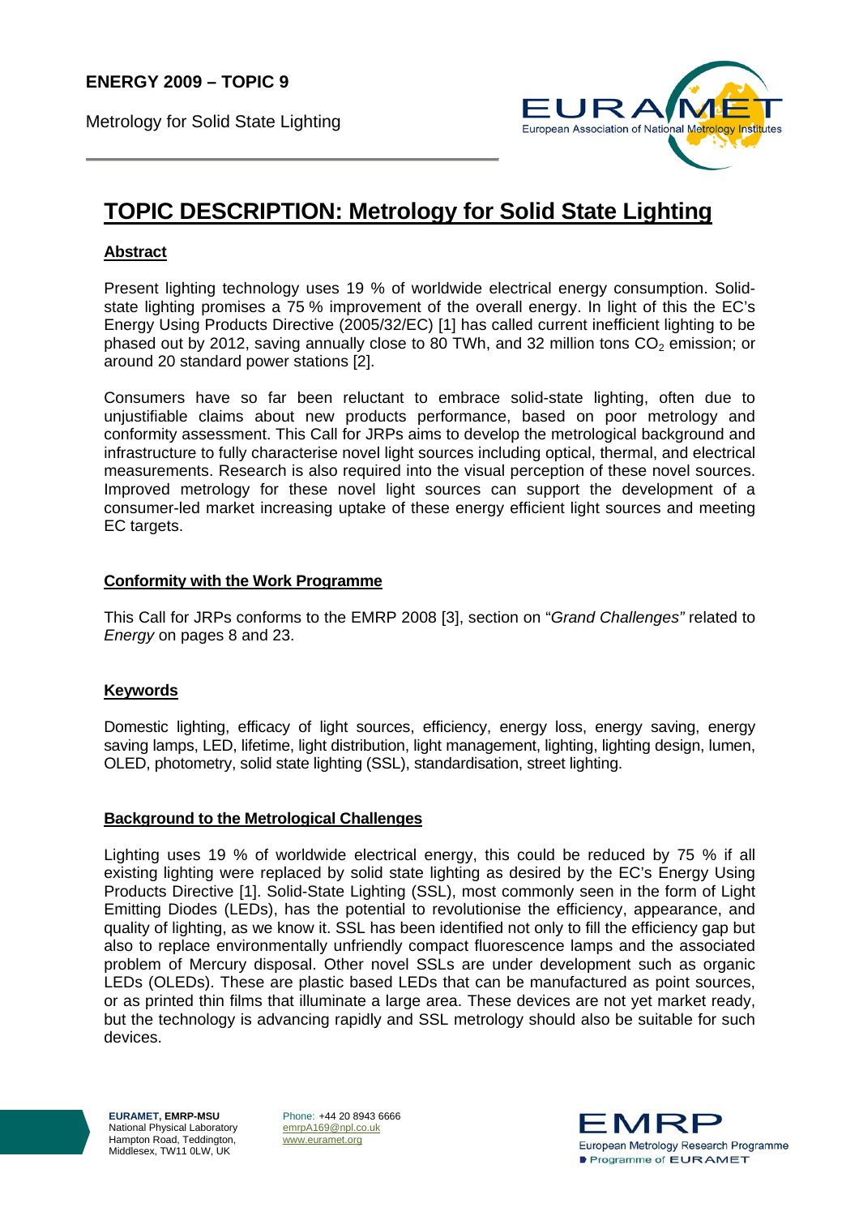**ENERGY 2009 – TOPIC 9**

Metrology for Solid State Lighting

# TOPIC DESCRIPTION: Metrology for Solid State Lighting

## Abstract

Present lighting technology uses 19 % of worldwide electrical energy consumption. Solid-state lighting promises a 75 % improvement of the overall energy. In light of this the EC's Energy Using Products Directive (2005/32/EC) [1] has called current inefficient lighting to be phased out by 2012, saving annually close to 80 TWh, and 32 million tons $CO_2$ emission; or around 20 standard power stations [2].

Consumers have so far been reluctant to embrace solid-state lighting, often due to unjustifiable claims about new products performance, based on poor metrology and conformity assessment. This Call for JRPs aims to develop the metrological background and infrastructure to fully characterise novel light sources including optical, thermal, and electrical measurements. Research is also required into the visual perception of these novel sources. Improved metrology for these novel light sources can support the development of a consumer-led market increasing uptake of these energy efficient light sources and meeting EC targets.

## Conformity with the Work Programme

This Call for JRPs conforms to the EMRP 2008 [3], section on "*Grand Challenges"* related to *Energy* on pages 8 and 23.

## Keywords

Domestic lighting, efficacy of light sources, efficiency, energy loss, energy saving, energy saving lamps, LED, lifetime, light distribution, light management, lighting, lighting design, lumen, OLED, photometry, solid state lighting (SSL), standardisation, street lighting.

## Background to the Metrological Challenges

Lighting uses 19 % of worldwide electrical energy, this could be reduced by 75 % if all existing lighting were replaced by solid state lighting as desired by the EC's Energy Using Products Directive [1]. Solid-State Lighting (SSL), most commonly seen in the form of Light Emitting Diodes (LEDs), has the potential to revolutionise the efficiency, appearance, and quality of lighting, as we know it. SSL has been identified not only to fill the efficiency gap but also to replace environmentally unfriendly compact fluorescence lamps and the associated problem of Mercury disposal. Other novel SSLs are under development such as organic LEDs (OLEDs). These are plastic based LEDs that can be manufactured as point sources, or as printed thin films that illuminate a large area. These devices are not yet market ready, but the technology is advancing rapidly and SSL metrology should also be suitable for such devices.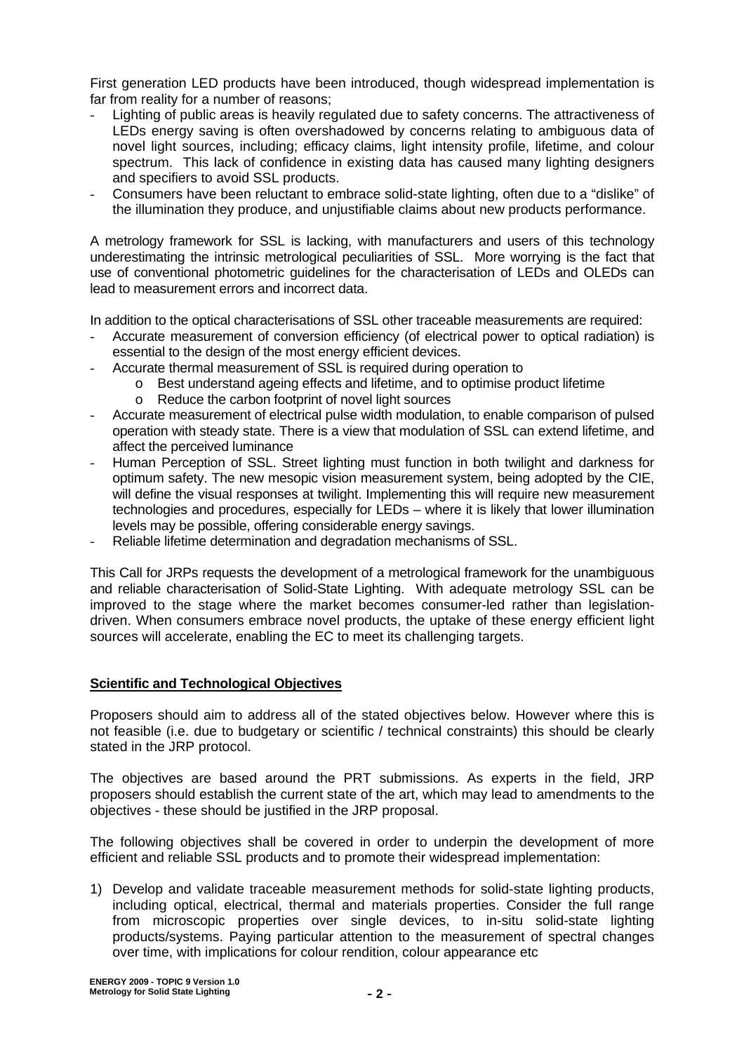First generation LED products have been introduced, though widespread implementation is far from reality for a number of reasons;

- Lighting of public areas is heavily regulated due to safety concerns. The attractiveness of LEDs energy saving is often overshadowed by concerns relating to ambiguous data of novel light sources, including; efficacy claims, light intensity profile, lifetime, and colour spectrum. This lack of confidence in existing data has caused many lighting designers and specifiers to avoid SSL products.
- Consumers have been reluctant to embrace solid-state lighting, often due to a "dislike" of the illumination they produce, and unjustifiable claims about new products performance.

A metrology framework for SSL is lacking, with manufacturers and users of this technology underestimating the intrinsic metrological peculiarities of SSL. More worrying is the fact that use of conventional photometric guidelines for the characterisation of LEDs and OLEDs can lead to measurement errors and incorrect data.

In addition to the optical characterisations of SSL other traceable measurements are required:

- Accurate measurement of conversion efficiency (of electrical power to optical radiation) is essential to the design of the most energy efficient devices.
- Accurate thermal measurement of SSL is required during operation to
  - Best understand ageing effects and lifetime, and to optimise product lifetime
  - Reduce the carbon footprint of novel light sources
- Accurate measurement of electrical pulse width modulation, to enable comparison of pulsed operation with steady state. There is a view that modulation of SSL can extend lifetime, and affect the perceived luminance
- Human Perception of SSL. Street lighting must function in both twilight and darkness for optimum safety. The new mesopic vision measurement system, being adopted by the CIE, will define the visual responses at twilight. Implementing this will require new measurement technologies and procedures, especially for LEDs – where it is likely that lower illumination levels may be possible, offering considerable energy savings.
- Reliable lifetime determination and degradation mechanisms of SSL.

This Call for JRPs requests the development of a metrological framework for the unambiguous and reliable characterisation of Solid-State Lighting. With adequate metrology SSL can be improved to the stage where the market becomes consumer-led rather than legislation-driven. When consumers embrace novel products, the uptake of these energy efficient light sources will accelerate, enabling the EC to meet its challenging targets.

## Scientific and Technological Objectives

Proposers should aim to address all of the stated objectives below. However where this is not feasible (i.e. due to budgetary or scientific / technical constraints) this should be clearly stated in the JRP protocol.

The objectives are based around the PRT submissions. As experts in the field, JRP proposers should establish the current state of the art, which may lead to amendments to the objectives - these should be justified in the JRP proposal.

The following objectives shall be covered in order to underpin the development of more efficient and reliable SSL products and to promote their widespread implementation:

1) Develop and validate traceable measurement methods for solid-state lighting products, including optical, electrical, thermal and materials properties. Consider the full range from microscopic properties over single devices, to in-situ solid-state lighting products/systems. Paying particular attention to the measurement of spectral changes over time, with implications for colour rendition, colour appearance etc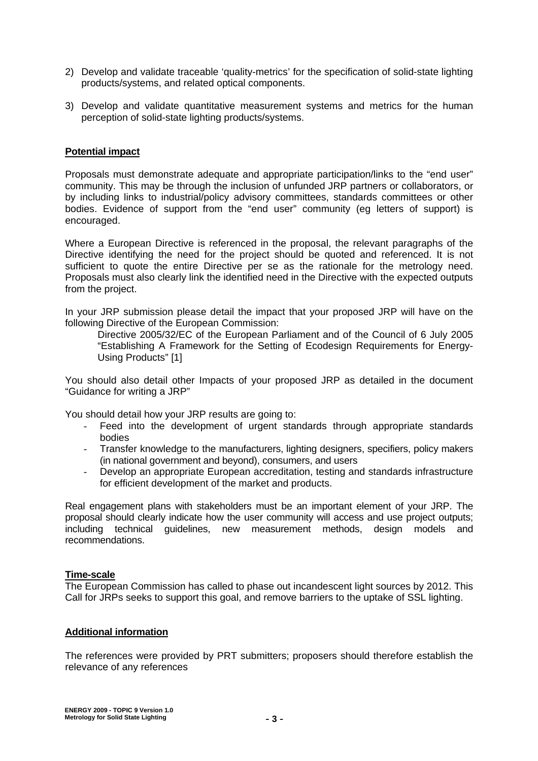2) Develop and validate traceable 'quality-metrics' for the specification of solid-state lighting products/systems, and related optical components.

3) Develop and validate quantitative measurement systems and metrics for the human perception of solid-state lighting products/systems.

**Potential impact**

Proposals must demonstrate adequate and appropriate participation/links to the "end user" community. This may be through the inclusion of unfunded JRP partners or collaborators, or by including links to industrial/policy advisory committees, standards committees or other bodies. Evidence of support from the "end user" community (eg letters of support) is encouraged.

Where a European Directive is referenced in the proposal, the relevant paragraphs of the Directive identifying the need for the project should be quoted and referenced. It is not sufficient to quote the entire Directive per se as the rationale for the metrology need. Proposals must also clearly link the identified need in the Directive with the expected outputs from the project.

In your JRP submission please detail the impact that your proposed JRP will have on the following Directive of the European Commission:

> Directive 2005/32/EC of the European Parliament and of the Council of 6 July 2005 "Establishing A Framework for the Setting of Ecodesign Requirements for Energy-Using Products" [1]

You should also detail other Impacts of your proposed JRP as detailed in the document "Guidance for writing a JRP"

You should detail how your JRP results are going to:

- Feed into the development of urgent standards through appropriate standards bodies
- Transfer knowledge to the manufacturers, lighting designers, specifiers, policy makers (in national government and beyond), consumers, and users
- Develop an appropriate European accreditation, testing and standards infrastructure for efficient development of the market and products.

Real engagement plans with stakeholders must be an important element of your JRP. The proposal should clearly indicate how the user community will access and use project outputs; including technical guidelines, new measurement methods, design models and recommendations.

**Time-scale**

The European Commission has called to phase out incandescent light sources by 2012. This Call for JRPs seeks to support this goal, and remove barriers to the uptake of SSL lighting.

**Additional information**

The references were provided by PRT submitters; proposers should therefore establish the relevance of any references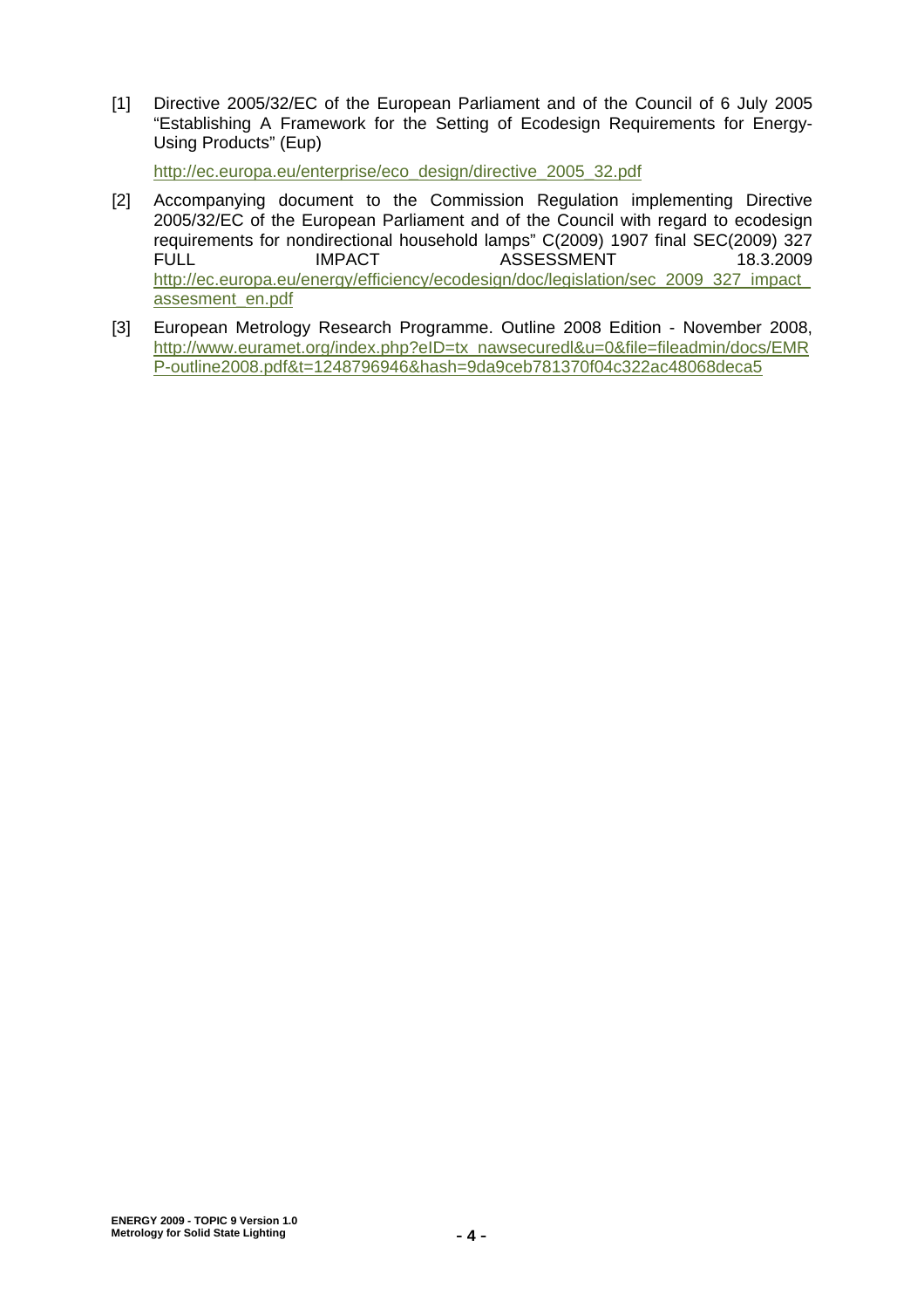[1] Directive 2005/32/EC of the European Parliament and of the Council of 6 July 2005 "Establishing A Framework for the Setting of Ecodesign Requirements for Energy-Using Products" (Eup)

    http://ec.europa.eu/enterprise/eco_design/directive_2005_32.pdf

[2] Accompanying document to the Commission Regulation implementing Directive 2005/32/EC of the European Parliament and of the Council with regard to ecodesign requirements for nondirectional household lamps" C(2009) 1907 final SEC(2009) 327 FULL IMPACT ASSESSMENT 18.3.2009 http://ec.europa.eu/energy/efficiency/ecodesign/doc/legislation/sec_2009_327_impact_assesment_en.pdf

[3] European Metrology Research Programme. Outline 2008 Edition - November 2008, http://www.euramet.org/index.php?eID=tx_nawsecuredl&u=0&file=fileadmin/docs/EMRP-outline2008.pdf&t=1248796946&hash=9da9ceb781370f04c322ac48068deca5